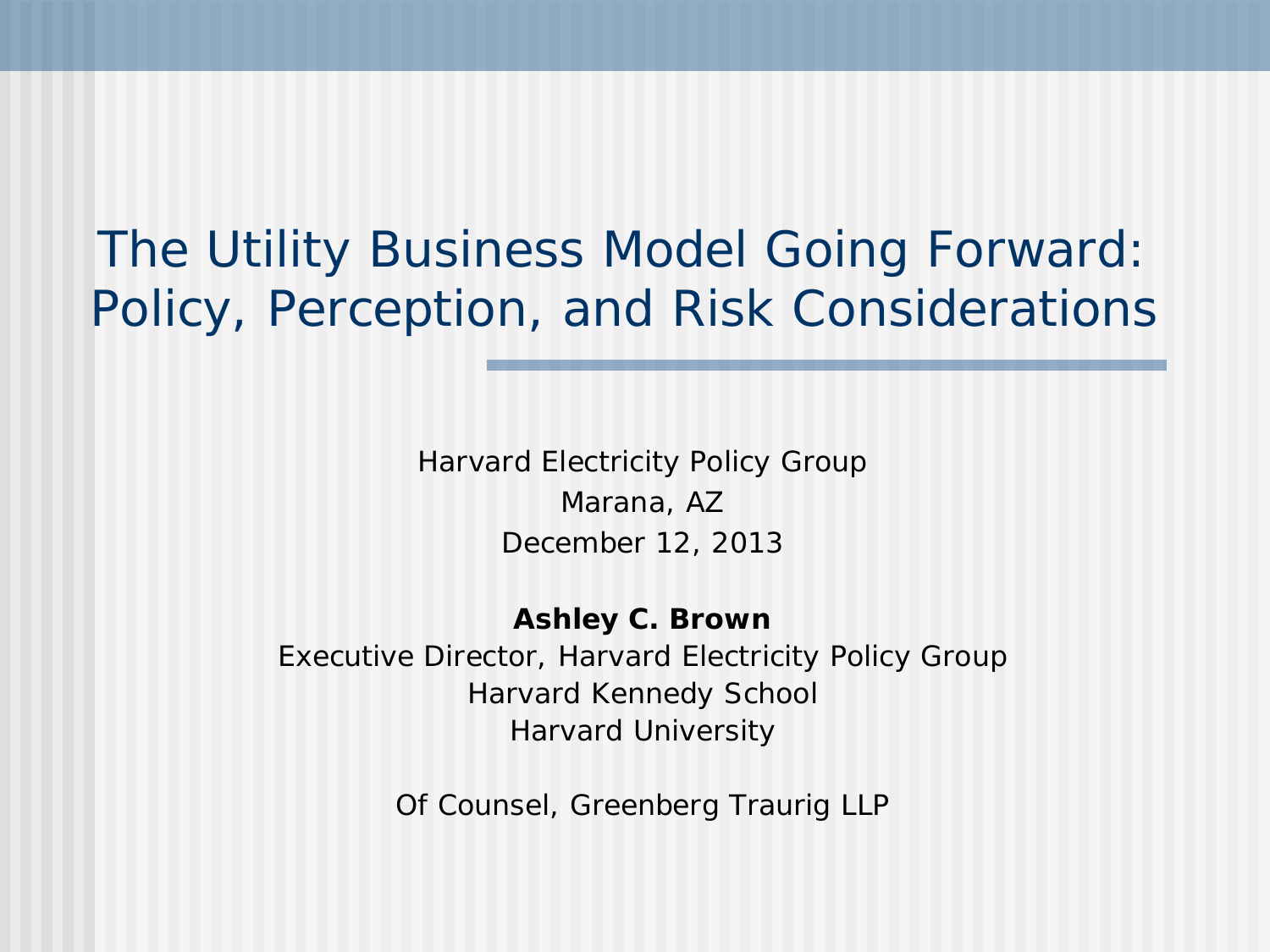# The Utility Business Model Going Forward: Policy, Perception, and Risk Considerations

Harvard Electricity Policy Group
Marana, AZ
December 12, 2013

**Ashley C. Brown**
Executive Director, Harvard Electricity Policy Group
Harvard Kennedy School
Harvard University

Of Counsel, Greenberg Traurig LLP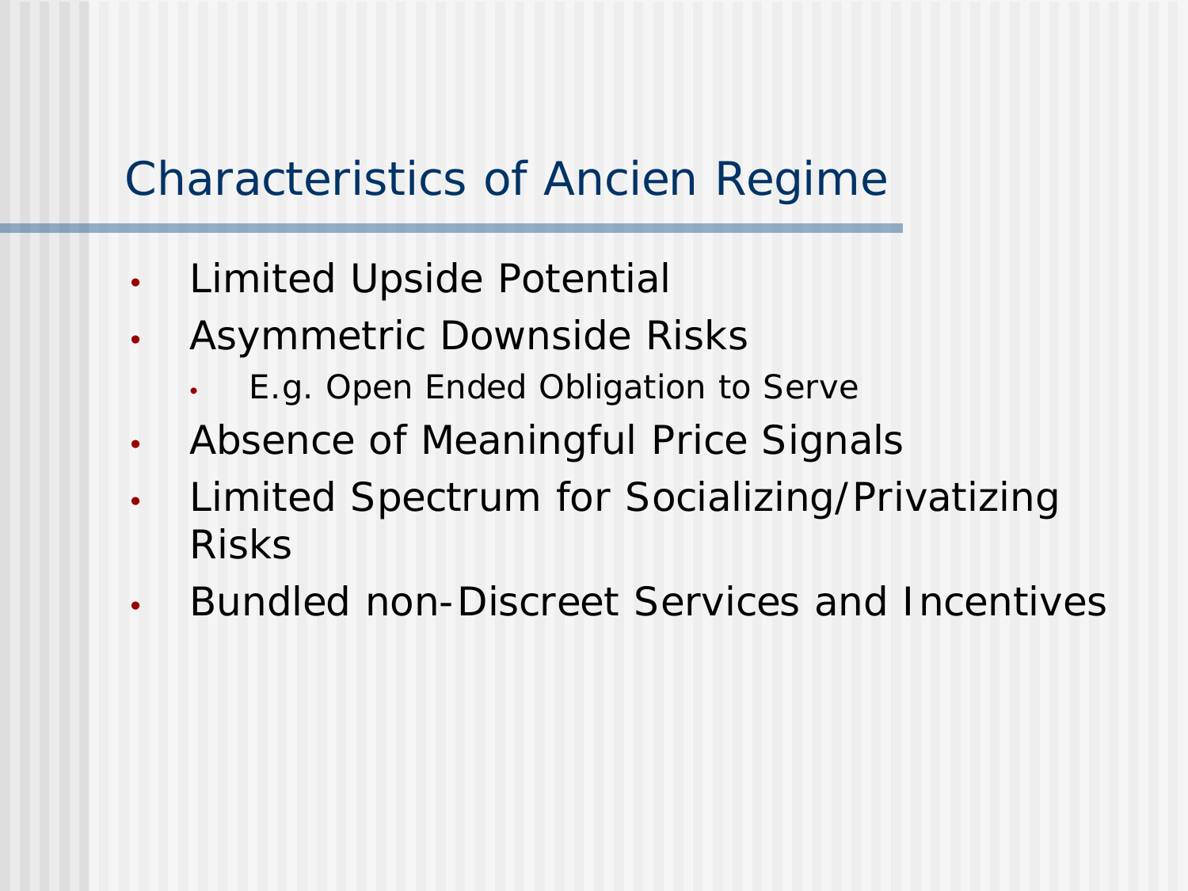# Characteristics of Ancien Regime

- Limited Upside Potential
- Asymmetric Downside Risks
  - E.g. Open Ended Obligation to Serve
- Absence of Meaningful Price Signals
- Limited Spectrum for Socializing/Privatizing Risks
- Bundled non-Discreet Services and Incentives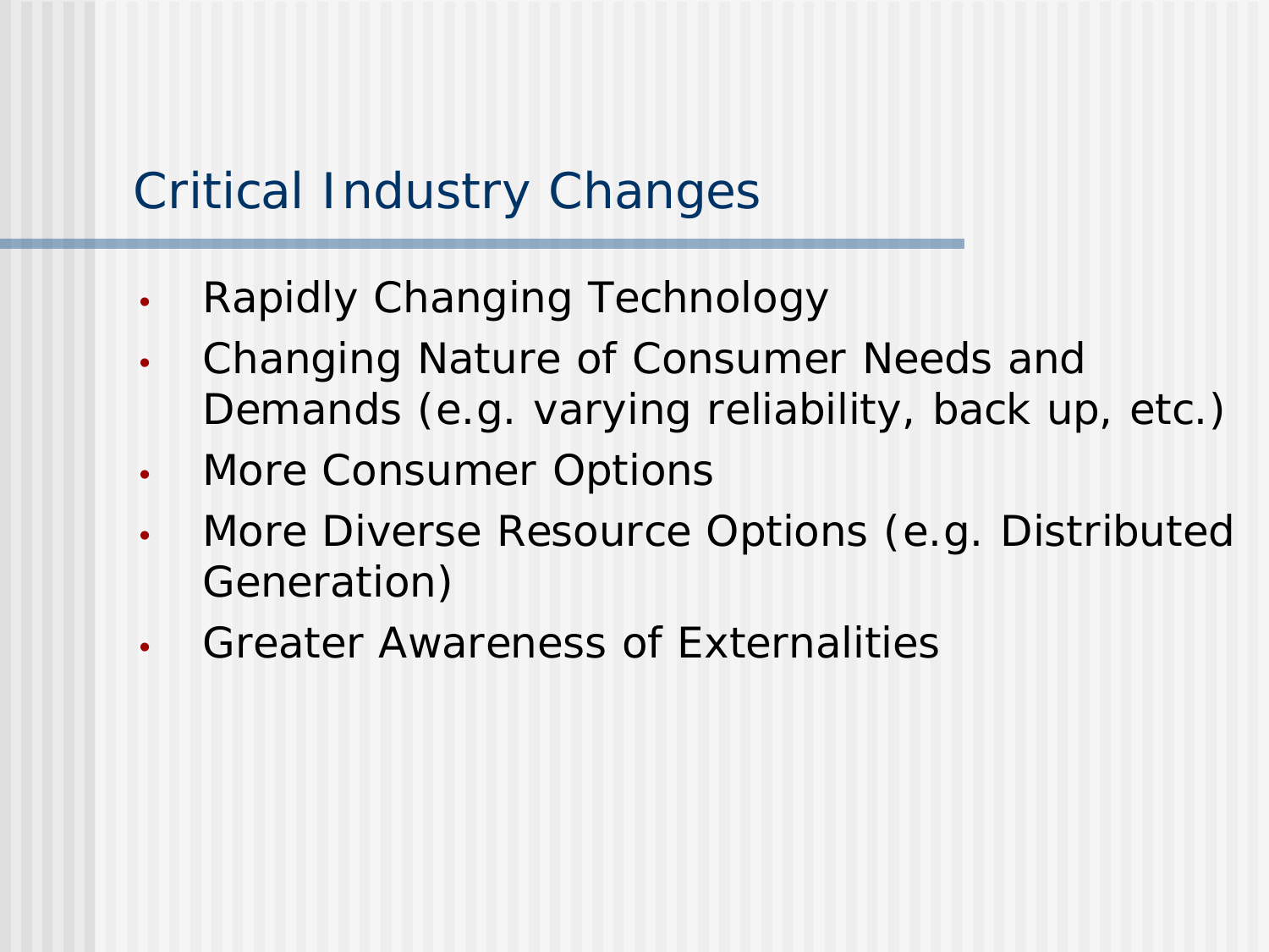# Critical Industry Changes

- Rapidly Changing Technology
- Changing Nature of Consumer Needs and Demands (e.g. varying reliability, back up, etc.)
- More Consumer Options
- More Diverse Resource Options (e.g. Distributed Generation)
- Greater Awareness of Externalities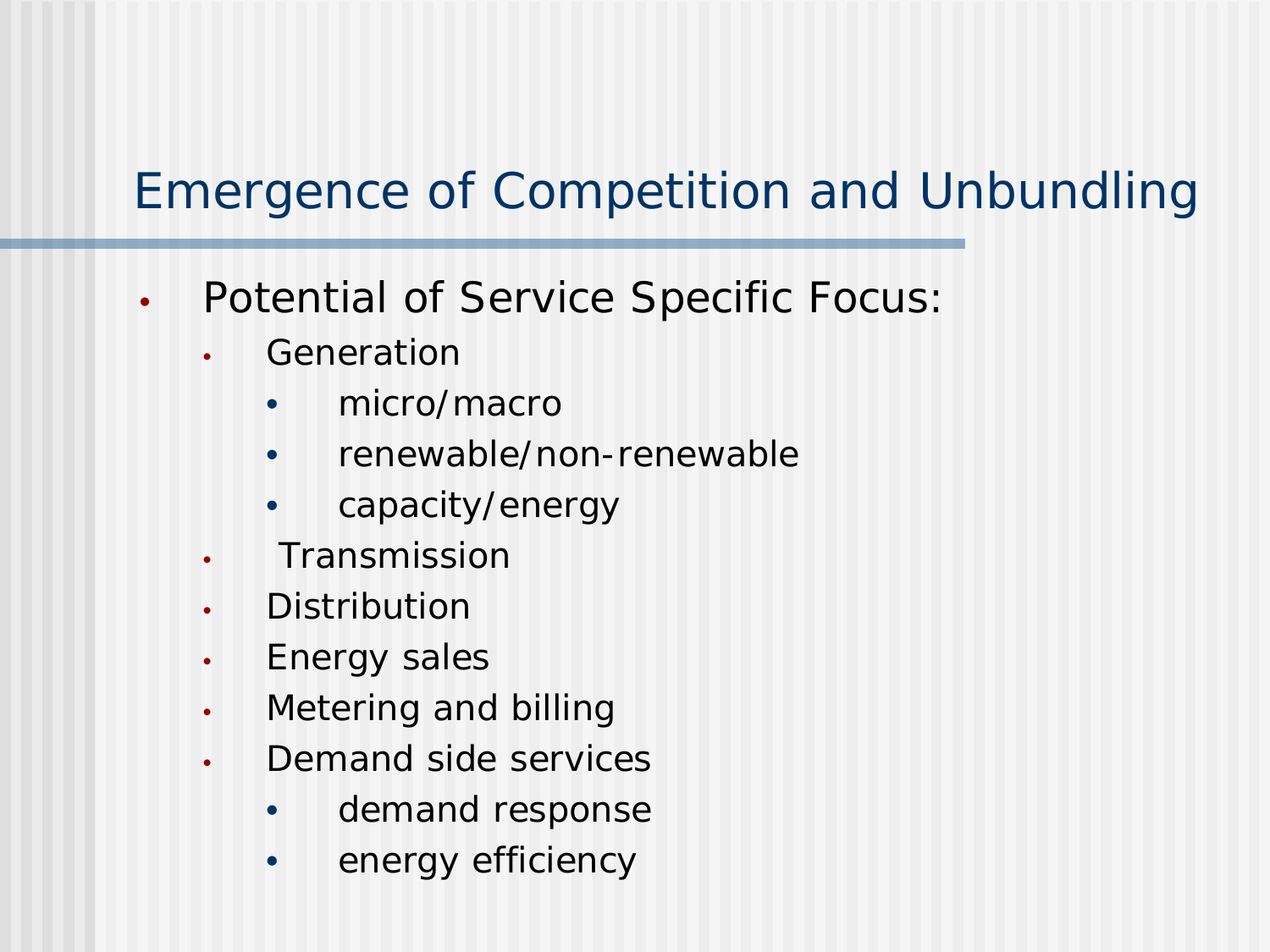# Emergence of Competition and Unbundling

- Potential of Service Specific Focus:
  - Generation
    - micro/macro
    - renewable/non-renewable
    - capacity/energy
  - Transmission
  - Distribution
  - Energy sales
  - Metering and billing
  - Demand side services
    - demand response
    - energy efficiency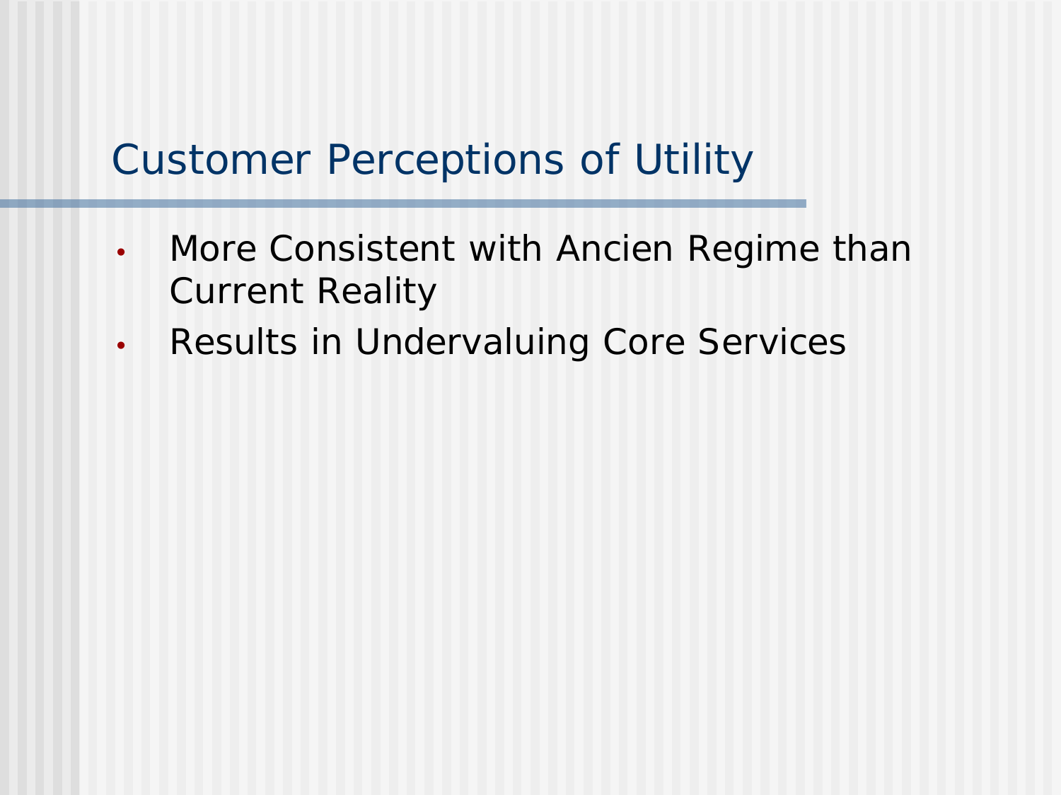# Customer Perceptions of Utility

- More Consistent with Ancien Regime than Current Reality
- Results in Undervaluing Core Services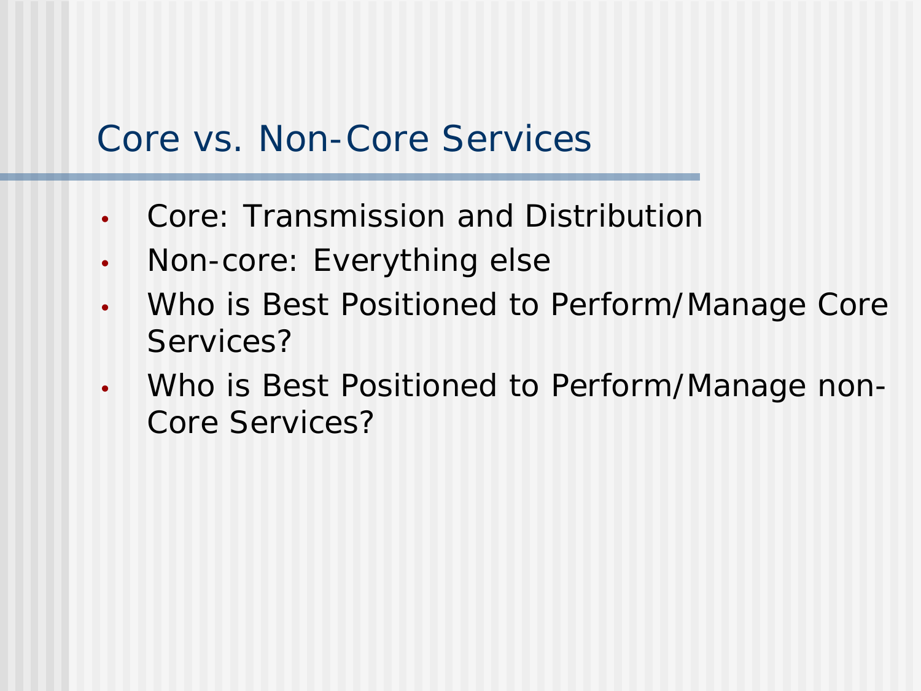# Core vs. Non-Core Services

- Core: Transmission and Distribution
- Non-core: Everything else
- Who is Best Positioned to Perform/Manage Core Services?
- Who is Best Positioned to Perform/Manage non-Core Services?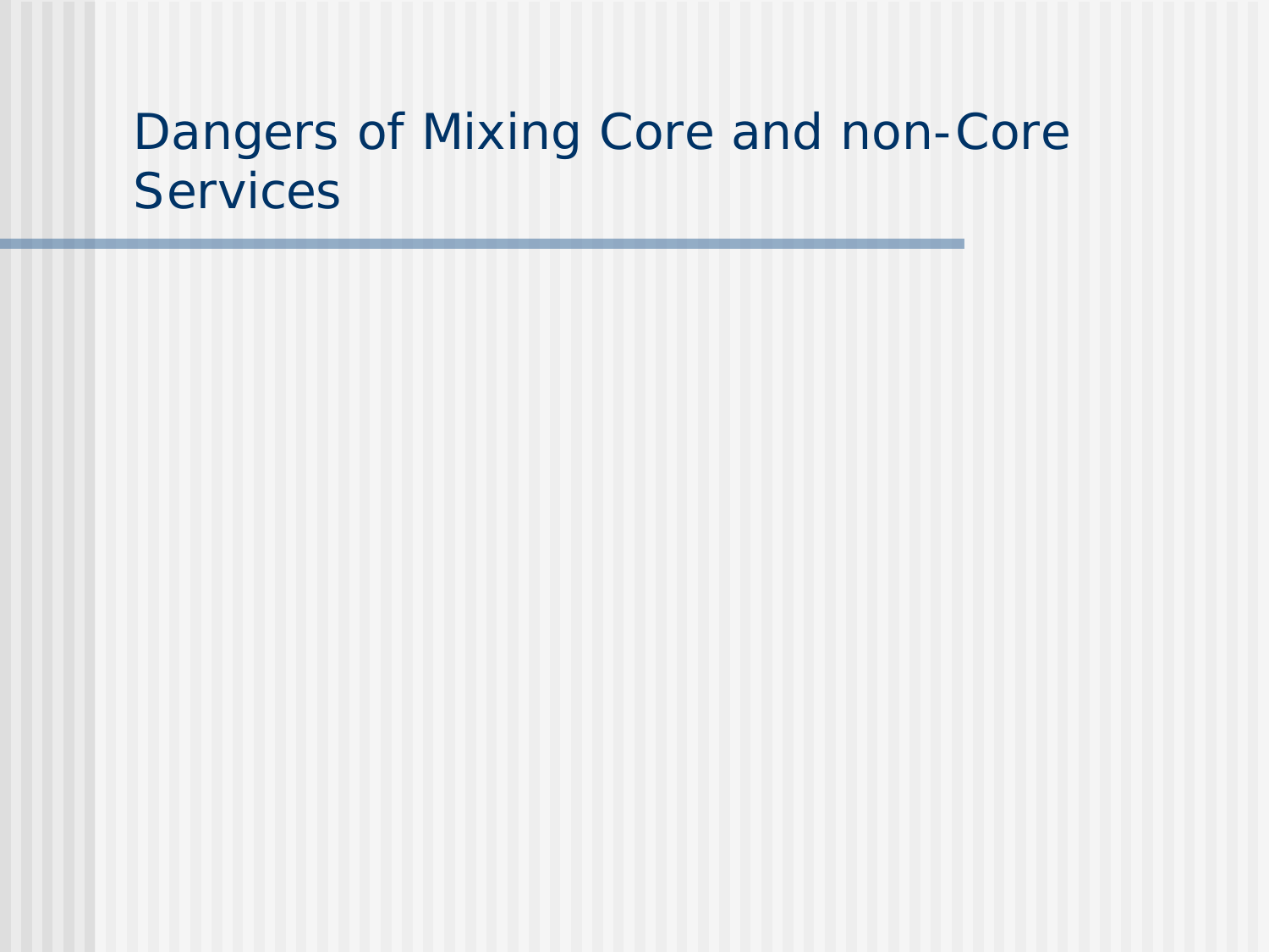# Dangers of Mixing Core and non-Core Services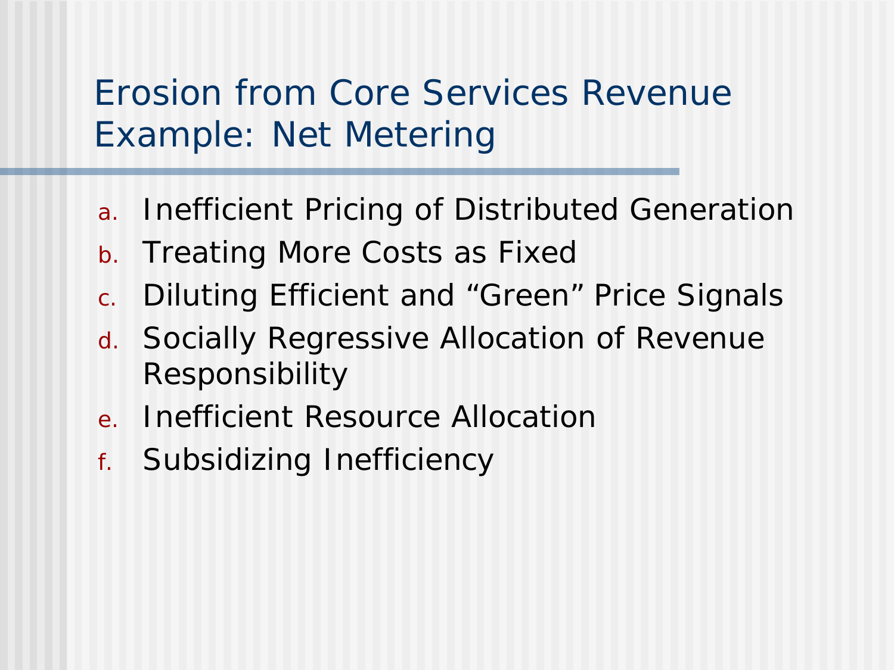# Erosion from Core Services Revenue Example: Net Metering

a. Inefficient Pricing of Distributed Generation
b. Treating More Costs as Fixed
c. Diluting Efficient and “Green” Price Signals
d. Socially Regressive Allocation of Revenue Responsibility
e. Inefficient Resource Allocation
f. Subsidizing Inefficiency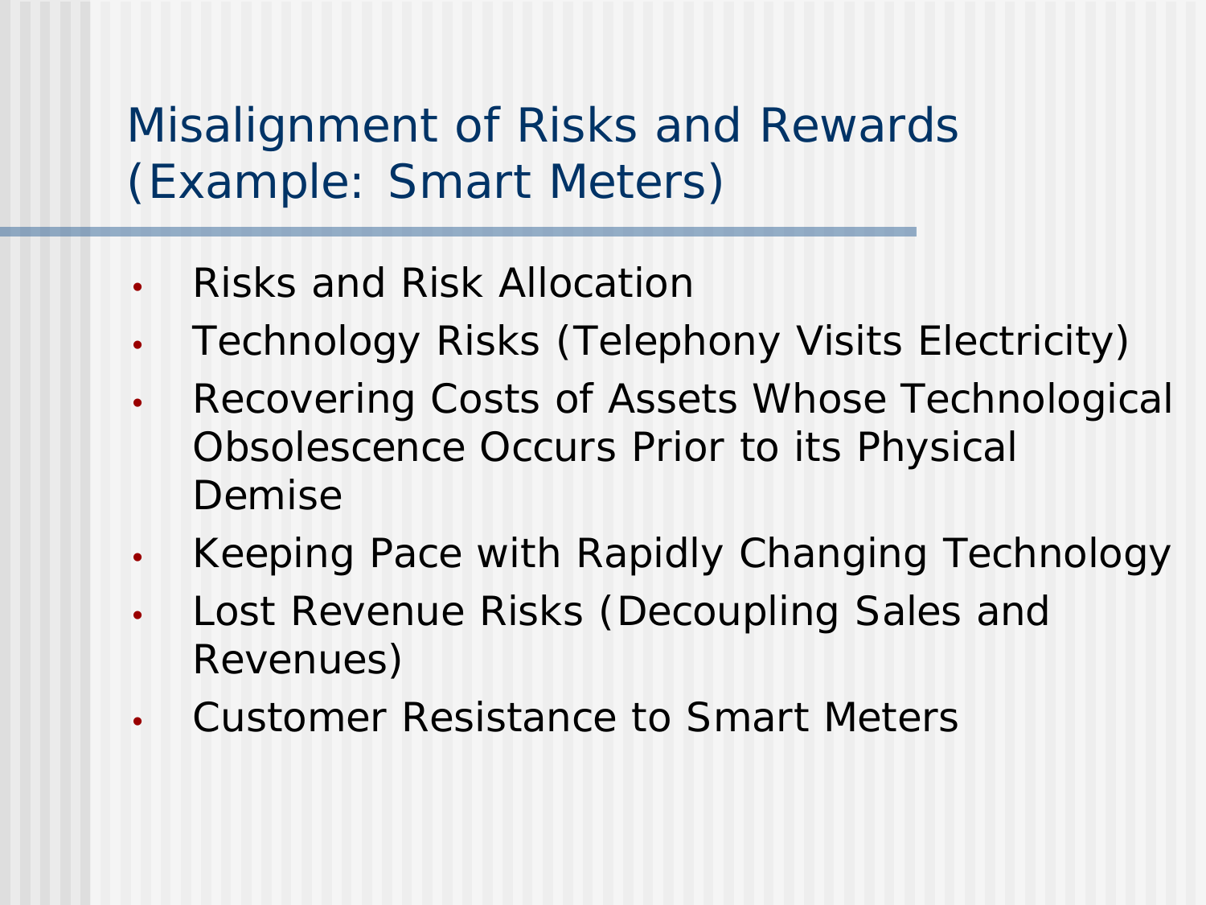# Misalignment of Risks and Rewards (Example: Smart Meters)

- Risks and Risk Allocation
- Technology Risks (Telephony Visits Electricity)
- Recovering Costs of Assets Whose Technological Obsolescence Occurs Prior to its Physical Demise
- Keeping Pace with Rapidly Changing Technology
- Lost Revenue Risks (Decoupling Sales and Revenues)
- Customer Resistance to Smart Meters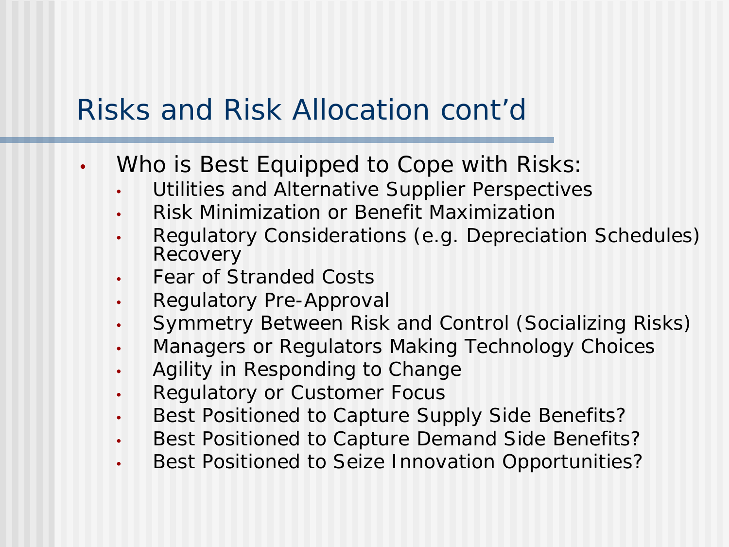# Risks and Risk Allocation cont'd

- Who is Best Equipped to Cope with Risks:
  - Utilities and Alternative Supplier Perspectives
  - Risk Minimization or Benefit Maximization
  - Regulatory Considerations (e.g. Depreciation Schedules) Recovery
  - Fear of Stranded Costs
  - Regulatory Pre-Approval
  - Symmetry Between Risk and Control (Socializing Risks)
  - Managers or Regulators Making Technology Choices
  - Agility in Responding to Change
  - Regulatory or Customer Focus
  - Best Positioned to Capture Supply Side Benefits?
  - Best Positioned to Capture Demand Side Benefits?
  - Best Positioned to Seize Innovation Opportunities?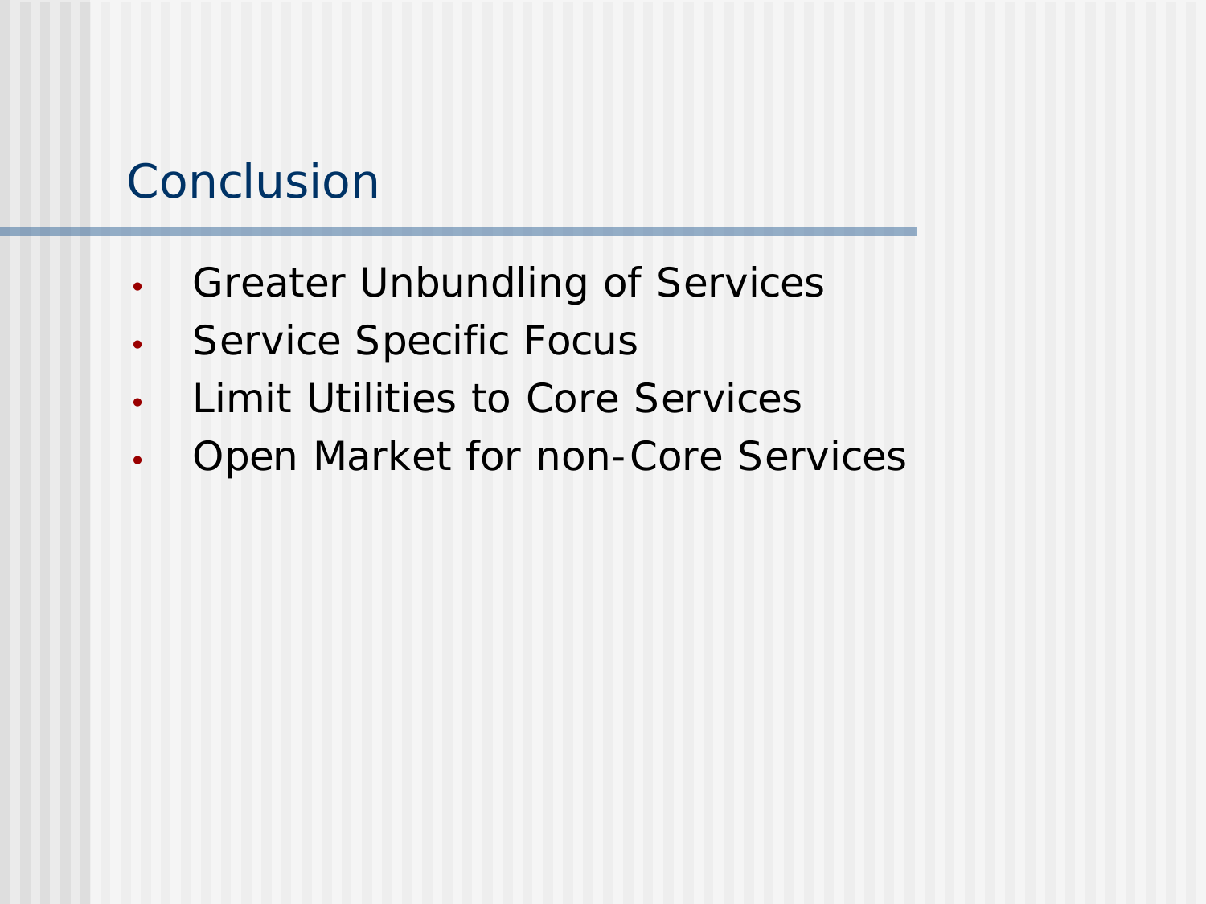# Conclusion

- Greater Unbundling of Services
- Service Specific Focus
- Limit Utilities to Core Services
- Open Market for non-Core Services